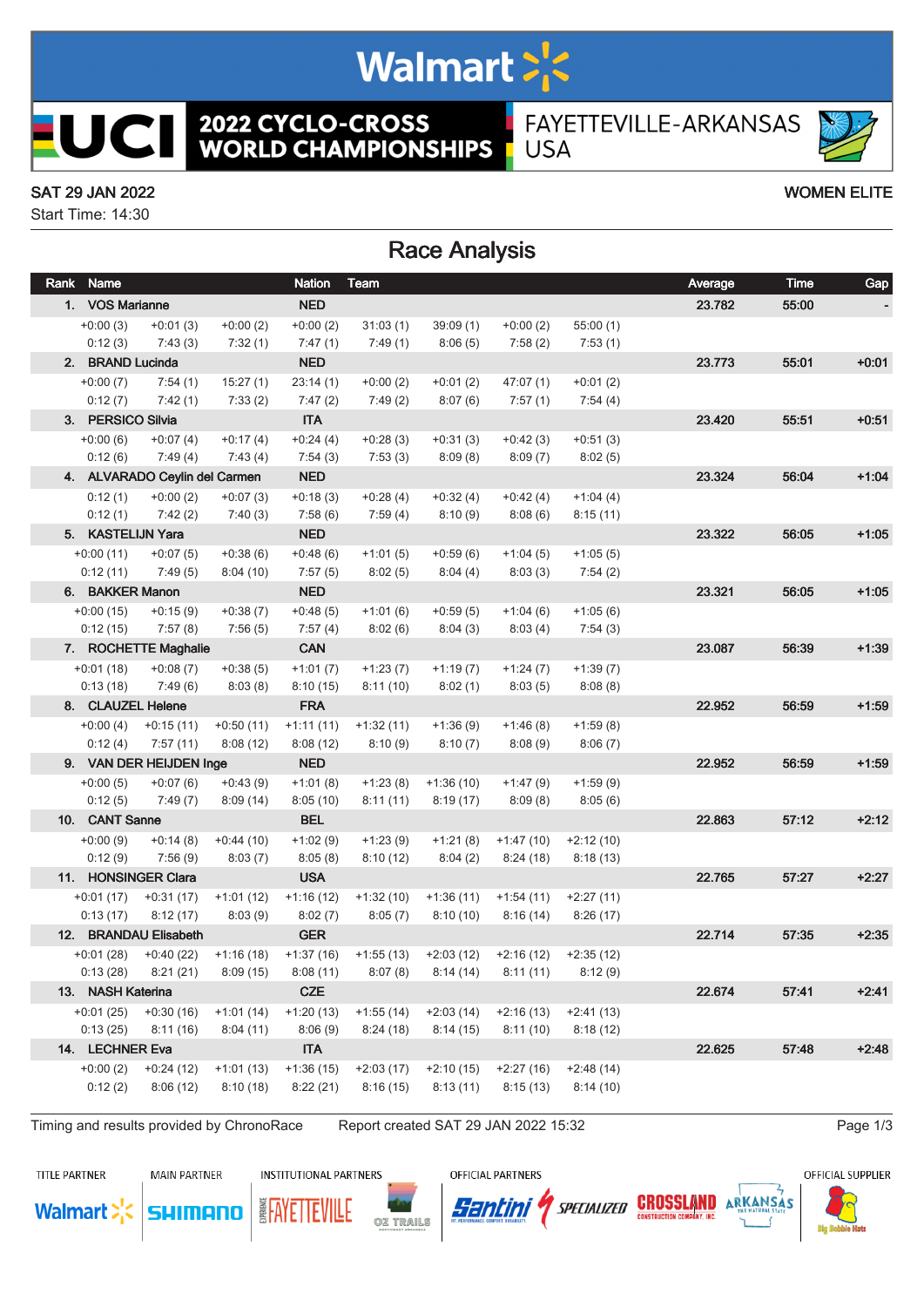# Walmart

## UCI 2022 CYCLO-CROSS WORLD CHAMPIONSHIPS

FAYETTEVILLE-ARKANSAS USA

SAT 29 JAN 2022

Start Time: 14:30

WOMEN ELITE

## Race Analysis

| Rank | Name | | | Nation | Team | | | | Average | Time | Gap |
|---|---|---|---|---|---|---|---|---|---|---|---|
| 1. | VOS Marianne | | | NED | | | | | 23.782 | 55:00 | - |
| +0:00 (3) | +0:01 (3) | +0:00 (2) | +0:00 (2) | 31:03 (1) | 39:09 (1) | +0:00 (2) | 55:00 (1) | | | | |
| 0:12 (3) | 7:43 (3) | 7:32 (1) | 7:47 (1) | 7:49 (1) | 8:06 (5) | 7:58 (2) | 7:53 (1) | | | | |
| 2. | BRAND Lucinda | | | NED | | | | | 23.773 | 55:01 | +0:01 |
| +0:00 (7) | 7:54 (1) | 15:27 (1) | 23:14 (1) | +0:00 (2) | +0:01 (2) | 47:07 (1) | +0:01 (2) | | | | |
| 0:12 (7) | 7:42 (1) | 7:33 (2) | 7:47 (2) | 7:49 (2) | 8:07 (6) | 7:57 (1) | 7:54 (4) | | | | |
| 3. | PERSICO Silvia | | | ITA | | | | | 23.420 | 55:51 | +0:51 |
| +0:00 (6) | +0:07 (4) | +0:17 (4) | +0:24 (4) | +0:28 (3) | +0:31 (3) | +0:42 (3) | +0:51 (3) | | | | |
| 0:12 (6) | 7:49 (4) | 7:43 (4) | 7:54 (3) | 7:53 (3) | 8:09 (8) | 8:09 (7) | 8:02 (5) | | | | |
| 4. | ALVARADO Ceylin del Carmen | | | NED | | | | | 23.324 | 56:04 | +1:04 |
| 0:12 (1) | +0:00 (2) | +0:07 (3) | +0:18 (3) | +0:28 (4) | +0:32 (4) | +0:42 (4) | +1:04 (4) | | | | |
| 0:12 (1) | 7:42 (2) | 7:40 (3) | 7:58 (6) | 7:59 (4) | 8:10 (9) | 8:08 (6) | 8:15 (11) | | | | |
| 5. | KASTELIJN Yara | | | NED | | | | | 23.322 | 56:05 | +1:05 |
| +0:00 (11) | +0:07 (5) | +0:38 (6) | +0:48 (6) | +1:01 (5) | +0:59 (6) | +1:04 (5) | +1:05 (5) | | | | |
| 0:12 (11) | 7:49 (5) | 8:04 (10) | 7:57 (5) | 8:02 (5) | 8:04 (4) | 8:03 (3) | 7:54 (2) | | | | |
| 6. | BAKKER Manon | | | NED | | | | | 23.321 | 56:05 | +1:05 |
| +0:00 (15) | +0:15 (9) | +0:38 (7) | +0:48 (5) | +1:01 (6) | +0:59 (5) | +1:04 (6) | +1:05 (6) | | | | |
| 0:12 (15) | 7:57 (8) | 7:56 (5) | 7:57 (4) | 8:02 (6) | 8:04 (3) | 8:03 (4) | 7:54 (3) | | | | |
| 7. | ROCHETTE Maghalie | | | CAN | | | | | 23.087 | 56:39 | +1:39 |
| +0:01 (18) | +0:08 (7) | +0:38 (5) | +1:01 (7) | +1:23 (7) | +1:19 (7) | +1:24 (7) | +1:39 (7) | | | | |
| 0:13 (18) | 7:49 (6) | 8:03 (8) | 8:10 (15) | 8:11 (10) | 8:02 (1) | 8:03 (5) | 8:08 (8) | | | | |
| 8. | CLAUZEL Helene | | | FRA | | | | | 22.952 | 56:59 | +1:59 |
| +0:00 (4) | +0:15 (11) | +0:50 (11) | +1:11 (11) | +1:32 (11) | +1:36 (9) | +1:46 (8) | +1:59 (8) | | | | |
| 0:12 (4) | 7:57 (11) | 8:08 (12) | 8:08 (12) | 8:10 (9) | 8:10 (7) | 8:08 (9) | 8:06 (7) | | | | |
| 9. | VAN DER HEIJDEN Inge | | | NED | | | | | 22.952 | 56:59 | +1:59 |
| +0:00 (5) | +0:07 (6) | +0:43 (9) | +1:01 (8) | +1:23 (8) | +1:36 (10) | +1:47 (9) | +1:59 (9) | | | | |
| 0:12 (5) | 7:49 (7) | 8:09 (14) | 8:05 (10) | 8:11 (11) | 8:19 (17) | 8:09 (8) | 8:05 (6) | | | | |
| 10. | CANT Sanne | | | BEL | | | | | 22.863 | 57:12 | +2:12 |
| +0:00 (9) | +0:14 (8) | +0:44 (10) | +1:02 (9) | +1:23 (9) | +1:21 (8) | +1:47 (10) | +2:12 (10) | | | | |
| 0:12 (9) | 7:56 (9) | 8:03 (7) | 8:05 (8) | 8:10 (12) | 8:04 (2) | 8:24 (18) | 8:18 (13) | | | | |
| 11. | HONSINGER Clara | | | USA | | | | | 22.765 | 57:27 | +2:27 |
| +0:01 (17) | +0:31 (17) | +1:01 (12) | +1:16 (12) | +1:32 (10) | +1:36 (11) | +1:54 (11) | +2:27 (11) | | | | |
| 0:13 (17) | 8:12 (17) | 8:03 (9) | 8:02 (7) | 8:05 (7) | 8:10 (10) | 8:16 (14) | 8:26 (17) | | | | |
| 12. | BRANDAU Elisabeth | | | GER | | | | | 22.714 | 57:35 | +2:35 |
| +0:01 (28) | +0:40 (22) | +1:16 (18) | +1:37 (16) | +1:55 (13) | +2:03 (12) | +2:16 (12) | +2:35 (12) | | | | |
| 0:13 (28) | 8:21 (21) | 8:09 (15) | 8:08 (11) | 8:07 (8) | 8:14 (14) | 8:11 (11) | 8:12 (9) | | | | |
| 13. | NASH Katerina | | | CZE | | | | | 22.674 | 57:41 | +2:41 |
| +0:01 (25) | +0:30 (16) | +1:01 (14) | +1:20 (13) | +1:55 (14) | +2:03 (14) | +2:16 (13) | +2:41 (13) | | | | |
| 0:13 (25) | 8:11 (16) | 8:04 (11) | 8:06 (9) | 8:24 (18) | 8:14 (15) | 8:11 (10) | 8:18 (12) | | | | |
| 14. | LECHNER Eva | | | ITA | | | | | 22.625 | 57:48 | +2:48 |
| +0:00 (2) | +0:24 (12) | +1:01 (13) | +1:36 (15) | +2:03 (17) | +2:10 (15) | +2:27 (16) | +2:48 (14) | | | | |
| 0:12 (2) | 8:06 (12) | 8:10 (18) | 8:22 (21) | 8:16 (15) | 8:13 (11) | 8:15 (13) | 8:14 (10) | | | | |

Timing and results provided by ChronoRace — Report created SAT 29 JAN 2022 15:32

TITLE PARTNER: Walmart — MAIN PARTNER: SHIMANO — INSTITUTIONAL PARTNERS: Experience Fayetteville, OZ Trails — OFFICIAL PARTNERS: Santini, Specialized, Crossland Construction Company, Inc., Arkansas The Natural State — OFFICIAL SUPPLIER: Big Bobble Hats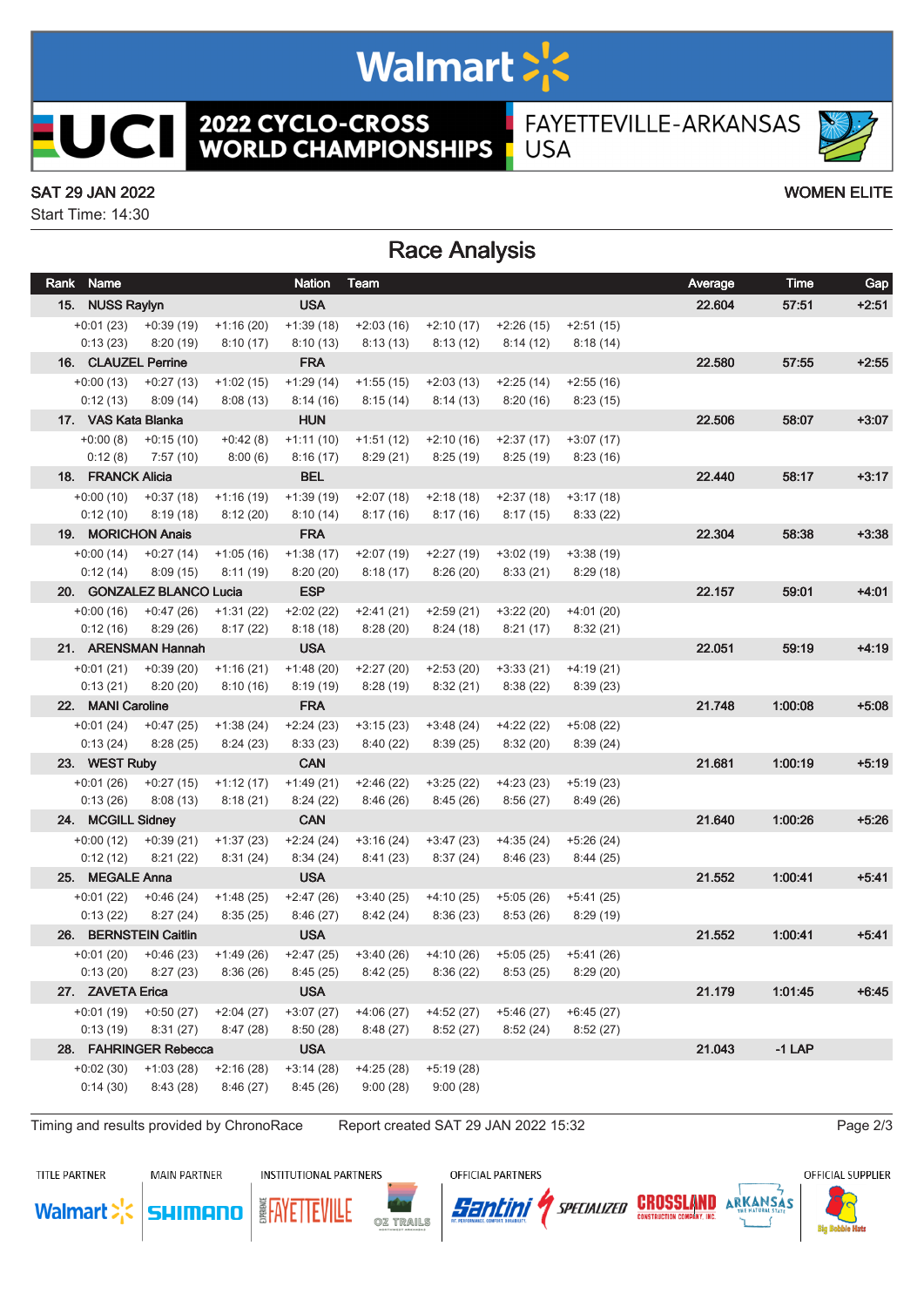Walmart

2022 CYCLO-CROSS WORLD CHAMPIONSHIPS

FAYETTEVILLE-ARKANSAS USA

SAT 29 JAN 2022

Start Time: 14:30

WOMEN ELITE

# Race Analysis

| Rank | Name | Nation | Team | | | | | | | Average | Time | Gap |
|---|---|---|---|---|---|---|---|---|---|---|---|---|
| 15. | NUSS Raylyn | USA | | | | | | | | 22.604 | 57:51 | +2:51 |
| | +0:01 (23) | +0:39 (19) | +1:16 (20) | +1:39 (18) | +2:03 (16) | +2:10 (17) | +2:26 (15) | +2:51 (15) | | | | |
| | 0:13 (23) | 8:20 (19) | 8:10 (17) | 8:10 (13) | 8:13 (13) | 8:13 (12) | 8:14 (12) | 8:18 (14) | | | | |
| 16. | CLAUZEL Perrine | FRA | | | | | | | | 22.580 | 57:55 | +2:55 |
| | +0:00 (13) | +0:27 (13) | +1:02 (15) | +1:29 (14) | +1:55 (15) | +2:03 (13) | +2:25 (14) | +2:55 (16) | | | | |
| | 0:12 (13) | 8:09 (14) | 8:08 (13) | 8:14 (16) | 8:15 (14) | 8:14 (13) | 8:20 (16) | 8:23 (15) | | | | |
| 17. | VAS Kata Blanka | HUN | | | | | | | | 22.506 | 58:07 | +3:07 |
| | +0:00 (8) | +0:15 (10) | +0:42 (8) | +1:11 (10) | +1:51 (12) | +2:10 (16) | +2:37 (17) | +3:07 (17) | | | | |
| | 0:12 (8) | 7:57 (10) | 8:00 (6) | 8:16 (17) | 8:29 (21) | 8:25 (19) | 8:25 (19) | 8:23 (16) | | | | |
| 18. | FRANCK Alicia | BEL | | | | | | | | 22.440 | 58:17 | +3:17 |
| | +0:00 (10) | +0:37 (18) | +1:16 (19) | +1:39 (19) | +2:07 (18) | +2:18 (18) | +2:37 (18) | +3:17 (18) | | | | |
| | 0:12 (10) | 8:19 (18) | 8:12 (20) | 8:10 (14) | 8:17 (16) | 8:17 (16) | 8:17 (15) | 8:33 (22) | | | | |
| 19. | MORICHON Anais | FRA | | | | | | | | 22.304 | 58:38 | +3:38 |
| | +0:00 (14) | +0:27 (14) | +1:05 (16) | +1:38 (17) | +2:07 (19) | +2:27 (19) | +3:02 (19) | +3:38 (19) | | | | |
| | 0:12 (14) | 8:09 (15) | 8:11 (19) | 8:20 (20) | 8:18 (17) | 8:26 (20) | 8:33 (21) | 8:29 (18) | | | | |
| 20. | GONZALEZ BLANCO Lucia | ESP | | | | | | | | 22.157 | 59:01 | +4:01 |
| | +0:00 (16) | +0:47 (26) | +1:31 (22) | +2:02 (22) | +2:41 (21) | +2:59 (21) | +3:22 (20) | +4:01 (20) | | | | |
| | 0:12 (16) | 8:29 (26) | 8:17 (22) | 8:18 (18) | 8:28 (20) | 8:24 (18) | 8:21 (17) | 8:32 (21) | | | | |
| 21. | ARENSMAN Hannah | USA | | | | | | | | 22.051 | 59:19 | +4:19 |
| | +0:01 (21) | +0:39 (20) | +1:16 (21) | +1:48 (20) | +2:27 (20) | +2:53 (20) | +3:33 (21) | +4:19 (21) | | | | |
| | 0:13 (21) | 8:20 (20) | 8:10 (16) | 8:19 (19) | 8:28 (19) | 8:32 (21) | 8:38 (22) | 8:39 (23) | | | | |
| 22. | MANI Caroline | FRA | | | | | | | | 21.748 | 1:00:08 | +5:08 |
| | +0:01 (24) | +0:47 (25) | +1:38 (24) | +2:24 (23) | +3:15 (23) | +3:48 (24) | +4:22 (22) | +5:08 (22) | | | | |
| | 0:13 (24) | 8:28 (25) | 8:24 (23) | 8:33 (23) | 8:40 (22) | 8:39 (25) | 8:32 (20) | 8:39 (24) | | | | |
| 23. | WEST Ruby | CAN | | | | | | | | 21.681 | 1:00:19 | +5:19 |
| | +0:01 (26) | +0:27 (15) | +1:12 (17) | +1:49 (21) | +2:46 (22) | +3:25 (22) | +4:23 (23) | +5:19 (23) | | | | |
| | 0:13 (26) | 8:08 (13) | 8:18 (21) | 8:24 (22) | 8:46 (26) | 8:45 (26) | 8:56 (27) | 8:49 (26) | | | | |
| 24. | MCGILL Sidney | CAN | | | | | | | | 21.640 | 1:00:26 | +5:26 |
| | +0:00 (12) | +0:39 (21) | +1:37 (23) | +2:24 (24) | +3:16 (24) | +3:47 (23) | +4:35 (24) | +5:26 (24) | | | | |
| | 0:12 (12) | 8:21 (22) | 8:31 (24) | 8:34 (24) | 8:41 (23) | 8:37 (24) | 8:46 (23) | 8:44 (25) | | | | |
| 25. | MEGALE Anna | USA | | | | | | | | 21.552 | 1:00:41 | +5:41 |
| | +0:01 (22) | +0:46 (24) | +1:48 (25) | +2:47 (26) | +3:40 (25) | +4:10 (25) | +5:05 (26) | +5:41 (25) | | | | |
| | 0:13 (22) | 8:27 (24) | 8:35 (25) | 8:46 (27) | 8:42 (24) | 8:36 (23) | 8:53 (26) | 8:29 (19) | | | | |
| 26. | BERNSTEIN Caitlin | USA | | | | | | | | 21.552 | 1:00:41 | +5:41 |
| | +0:01 (20) | +0:46 (23) | +1:49 (26) | +2:47 (25) | +3:40 (26) | +4:10 (26) | +5:05 (25) | +5:41 (26) | | | | |
| | 0:13 (20) | 8:27 (23) | 8:36 (26) | 8:45 (25) | 8:42 (25) | 8:36 (22) | 8:53 (25) | 8:29 (20) | | | | |
| 27. | ZAVETA Erica | USA | | | | | | | | 21.179 | 1:01:45 | +6:45 |
| | +0:01 (19) | +0:50 (27) | +2:04 (27) | +3:07 (27) | +4:06 (27) | +4:52 (27) | +5:46 (27) | +6:45 (27) | | | | |
| | 0:13 (19) | 8:31 (27) | 8:47 (28) | 8:50 (28) | 8:48 (27) | 8:52 (27) | 8:52 (24) | 8:52 (27) | | | | |
| 28. | FAHRINGER Rebecca | USA | | | | | | | | 21.043 | -1 LAP | |
| | +0:02 (30) | +1:03 (28) | +2:16 (28) | +3:14 (28) | +4:25 (28) | +5:19 (28) | | | | | | |
| | 0:14 (30) | 8:43 (28) | 8:46 (27) | 8:45 (26) | 9:00 (28) | 9:00 (28) | | | | | | |

Timing and results provided by ChronoRace — Report created SAT 29 JAN 2022 15:32

TITLE PARTNER: Walmart — MAIN PARTNER: SHIMANO — INSTITUTIONAL PARTNERS: Experience Fayetteville, OZ Trails — OFFICIAL PARTNERS: Santini, Specialized, Crossland Construction Company, Inc., Arkansas The Natural State — OFFICIAL SUPPLIER: Big Bobble Hats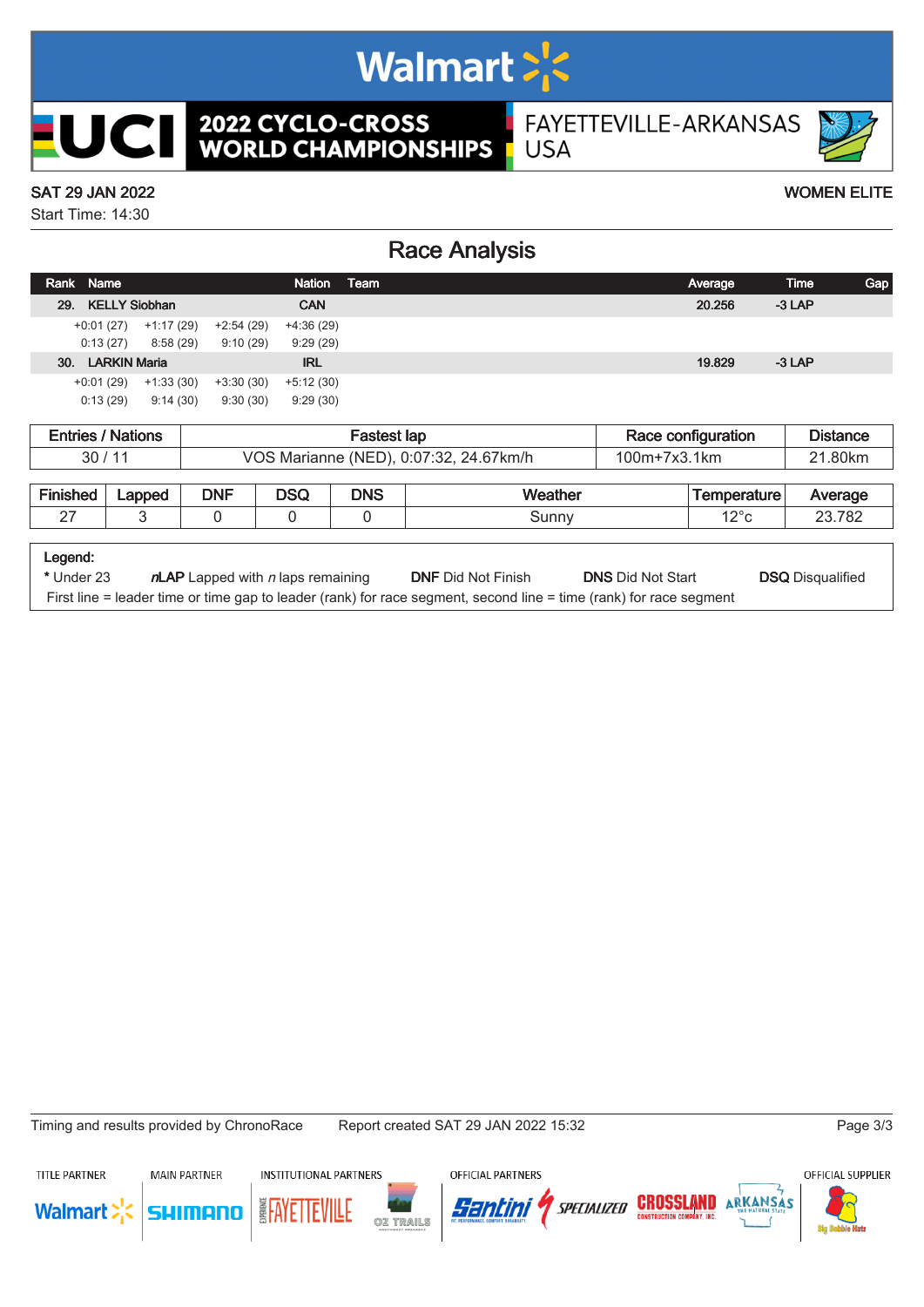# UCI 2022 CYCLO-CROSS WORLD CHAMPIONSHIPS

FAYETTEVILLE-ARKANSAS USA

SAT 29 JAN 2022 | WOMEN ELITE

Start Time: 14:30

## Race Analysis

| Rank | Name | Nation | Team | Average | Time | Gap |
|---|---|---|---|---|---|---|
| 29. | KELLY Siobhan | CAN | | 20.256 | -3 LAP | |
| | +0:01 (27) +1:17 (29) +2:54 (29) +4:36 (29) | | | | | |
| | 0:13 (27) 8:58 (29) 9:10 (29) 9:29 (29) | | | | | |
| 30. | LARKIN Maria | IRL | | 19.829 | -3 LAP | |
| | +0:01 (29) +1:33 (30) +3:30 (30) +5:12 (30) | | | | | |
| | 0:13 (29) 9:14 (30) 9:30 (30) 9:29 (30) | | | | | |

| Entries / Nations | Fastest lap | Race configuration | Distance |
|---|---|---|---|
| 30 / 11 | VOS Marianne (NED), 0:07:32, 24.67km/h | 100m+7x3.1km | 21.80km |

| Finished | Lapped | DNF | DSQ | DNS | Weather | Temperature | Average |
|---|---|---|---|---|---|---|---|
| 27 | 3 | 0 | 0 | 0 | Sunny | 12°c | 23.782 |

**Legend:**
* Under 23 | ***n*LAP** Lapped with *n* laps remaining | **DNF** Did Not Finish | **DNS** Did Not Start | **DSQ** Disqualified

First line = leader time or time gap to leader (rank) for race segment, second line = time (rank) for race segment

Timing and results provided by ChronoRace | Report created SAT 29 JAN 2022 15:32

TITLE PARTNER: Walmart | MAIN PARTNER: Shimano | INSTITUTIONAL PARTNERS: Experience Fayetteville, OZ Trails | OFFICIAL PARTNERS: Santini, Specialized, Crossland Construction Company, Inc., Arkansas The Natural State | OFFICIAL SUPPLIER: Big Bobble Hats